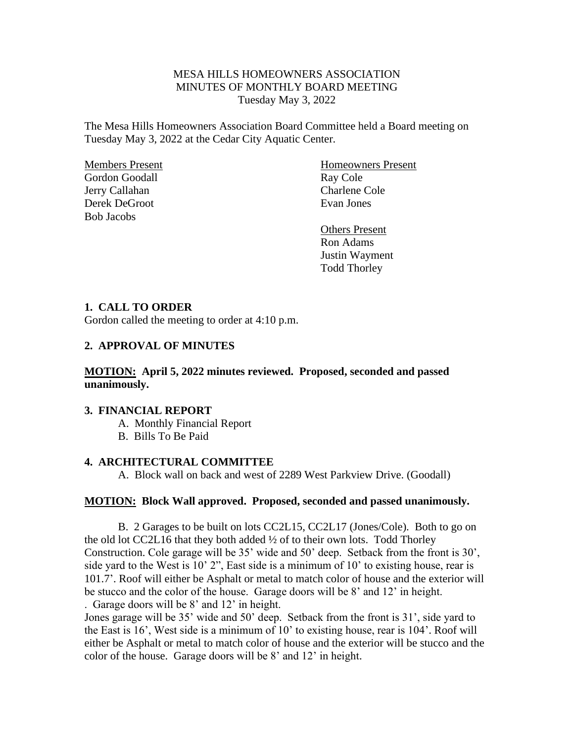MESA HILLS HOMEOWNERS ASSOCIATION
MINUTES OF MONTHLY BOARD MEETING
Tuesday May 3, 2022

The Mesa Hills Homeowners Association Board Committee held a Board meeting on Tuesday May 3, 2022 at the Cedar City Aquatic Center.

Members Present
Gordon Goodall
Jerry Callahan
Derek DeGroot
Bob Jacobs

Homeowners Present
Ray Cole
Charlene Cole
Evan Jones

Others Present
Ron Adams
Justin Wayment
Todd Thorley

## 1. CALL TO ORDER

Gordon called the meeting to order at 4:10 p.m.

## 2. APPROVAL OF MINUTES

**MOTION: April 5, 2022 minutes reviewed. Proposed, seconded and passed unanimously.**

## 3. FINANCIAL REPORT

A. Monthly Financial Report
B. Bills To Be Paid

## 4. ARCHITECTURAL COMMITTEE

A. Block wall on back and west of 2289 West Parkview Drive. (Goodall)

**MOTION: Block Wall approved. Proposed, seconded and passed unanimously.**

B. 2 Garages to be built on lots CC2L15, CC2L17 (Jones/Cole). Both to go on the old lot CC2L16 that they both added ½ of to their own lots. Todd Thorley Construction. Cole garage will be 35' wide and 50' deep. Setback from the front is 30', side yard to the West is 10' 2", East side is a minimum of 10' to existing house, rear is 101.7'. Roof will either be Asphalt or metal to match color of house and the exterior will be stucco and the color of the house. Garage doors will be 8' and 12' in height.
. Garage doors will be 8' and 12' in height.
Jones garage will be 35' wide and 50' deep. Setback from the front is 31', side yard to the East is 16', West side is a minimum of 10' to existing house, rear is 104'. Roof will either be Asphalt or metal to match color of house and the exterior will be stucco and the color of the house. Garage doors will be 8' and 12' in height.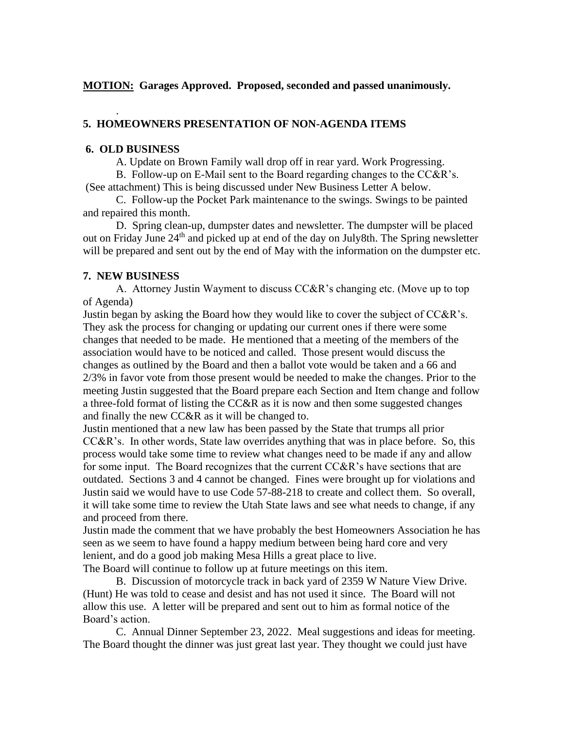**MOTION: Garages Approved. Proposed, seconded and passed unanimously.**

.

**5. HOMEOWNERS PRESENTATION OF NON-AGENDA ITEMS**

**6. OLD BUSINESS**

A. Update on Brown Family wall drop off in rear yard. Work Progressing.

B. Follow-up on E-Mail sent to the Board regarding changes to the CC&R's. (See attachment) This is being discussed under New Business Letter A below.

C. Follow-up the Pocket Park maintenance to the swings. Swings to be painted and repaired this month.

D. Spring clean-up, dumpster dates and newsletter. The dumpster will be placed out on Friday June 24th and picked up at end of the day on July8th. The Spring newsletter will be prepared and sent out by the end of May with the information on the dumpster etc.

**7. NEW BUSINESS**

A. Attorney Justin Wayment to discuss CC&R's changing etc. (Move up to top of Agenda)

Justin began by asking the Board how they would like to cover the subject of CC&R's. They ask the process for changing or updating our current ones if there were some changes that needed to be made. He mentioned that a meeting of the members of the association would have to be noticed and called. Those present would discuss the changes as outlined by the Board and then a ballot vote would be taken and a 66 and 2/3% in favor vote from those present would be needed to make the changes. Prior to the meeting Justin suggested that the Board prepare each Section and Item change and follow a three-fold format of listing the CC&R as it is now and then some suggested changes and finally the new CC&R as it will be changed to.

Justin mentioned that a new law has been passed by the State that trumps all prior CC&R's. In other words, State law overrides anything that was in place before. So, this process would take some time to review what changes need to be made if any and allow for some input. The Board recognizes that the current CC&R's have sections that are outdated. Sections 3 and 4 cannot be changed. Fines were brought up for violations and Justin said we would have to use Code 57-88-218 to create and collect them. So overall, it will take some time to review the Utah State laws and see what needs to change, if any and proceed from there.

Justin made the comment that we have probably the best Homeowners Association he has seen as we seem to have found a happy medium between being hard core and very lenient, and do a good job making Mesa Hills a great place to live.

The Board will continue to follow up at future meetings on this item.

B. Discussion of motorcycle track in back yard of 2359 W Nature View Drive. (Hunt) He was told to cease and desist and has not used it since. The Board will not allow this use. A letter will be prepared and sent out to him as formal notice of the Board's action.

C. Annual Dinner September 23, 2022. Meal suggestions and ideas for meeting. The Board thought the dinner was just great last year. They thought we could just have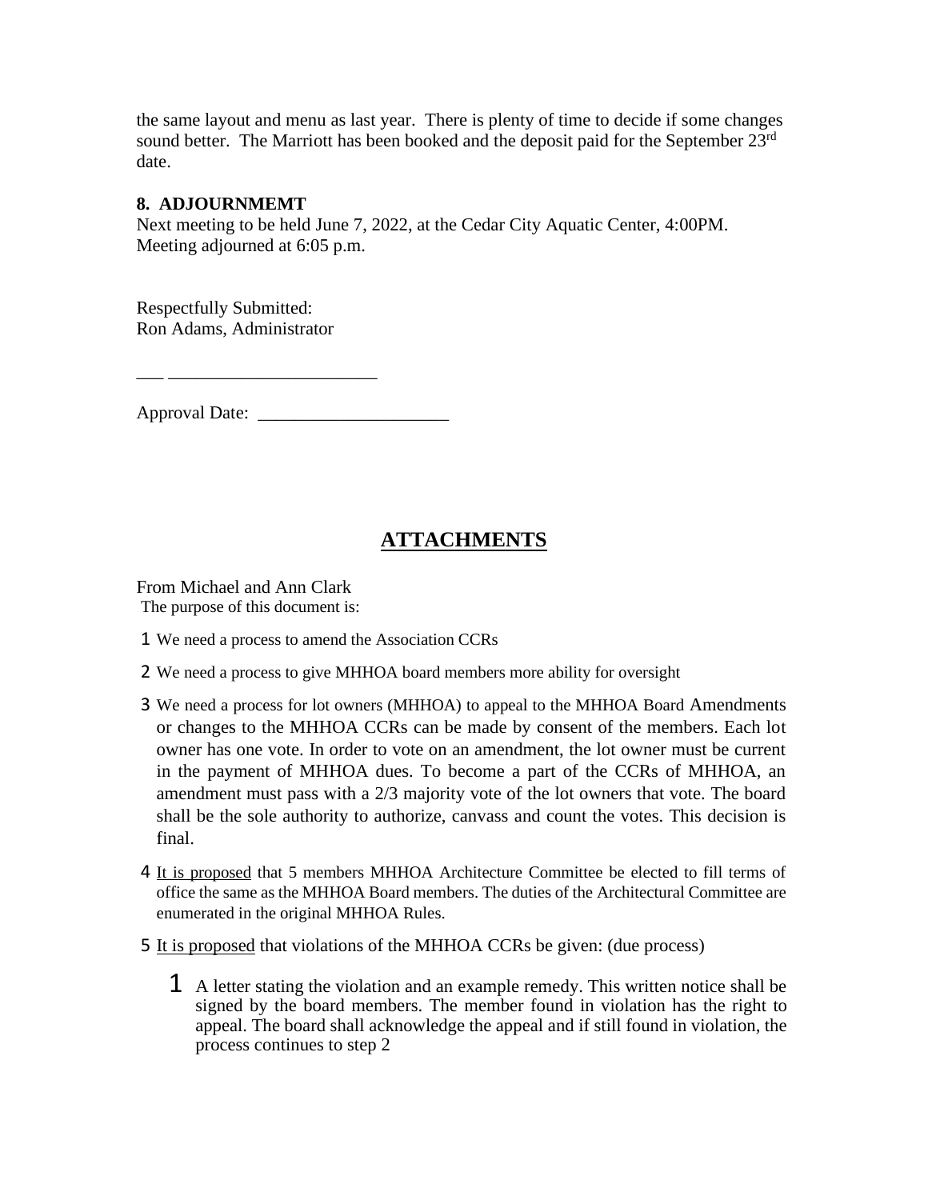the same layout and menu as last year. There is plenty of time to decide if some changes sound better. The Marriott has been booked and the deposit paid for the September 23rd date.

**8. ADJOURNMEMT**

Next meeting to be held June 7, 2022, at the Cedar City Aquatic Center, 4:00PM.
Meeting adjourned at 6:05 p.m.

Respectfully Submitted:
Ron Adams, Administrator

___ ______________________

Approval Date: ____________________

## ATTACHMENTS

From Michael and Ann Clark
The purpose of this document is:

1. We need a process to amend the Association CCRs
2. We need a process to give MHHOA board members more ability for oversight
3. We need a process for lot owners (MHHOA) to appeal to the MHHOA Board Amendments or changes to the MHHOA CCRs can be made by consent of the members. Each lot owner has one vote. In order to vote on an amendment, the lot owner must be current in the payment of MHHOA dues. To become a part of the CCRs of MHHOA, an amendment must pass with a 2/3 majority vote of the lot owners that vote. The board shall be the sole authority to authorize, canvass and count the votes. This decision is final.
4. <u>It is proposed</u> that 5 members MHHOA Architecture Committee be elected to fill terms of office the same as the MHHOA Board members. The duties of the Architectural Committee are enumerated in the original MHHOA Rules.
5. <u>It is proposed</u> that violations of the MHHOA CCRs be given: (due process)
    1. A letter stating the violation and an example remedy. This written notice shall be signed by the board members. The member found in violation has the right to appeal. The board shall acknowledge the appeal and if still found in violation, the process continues to step 2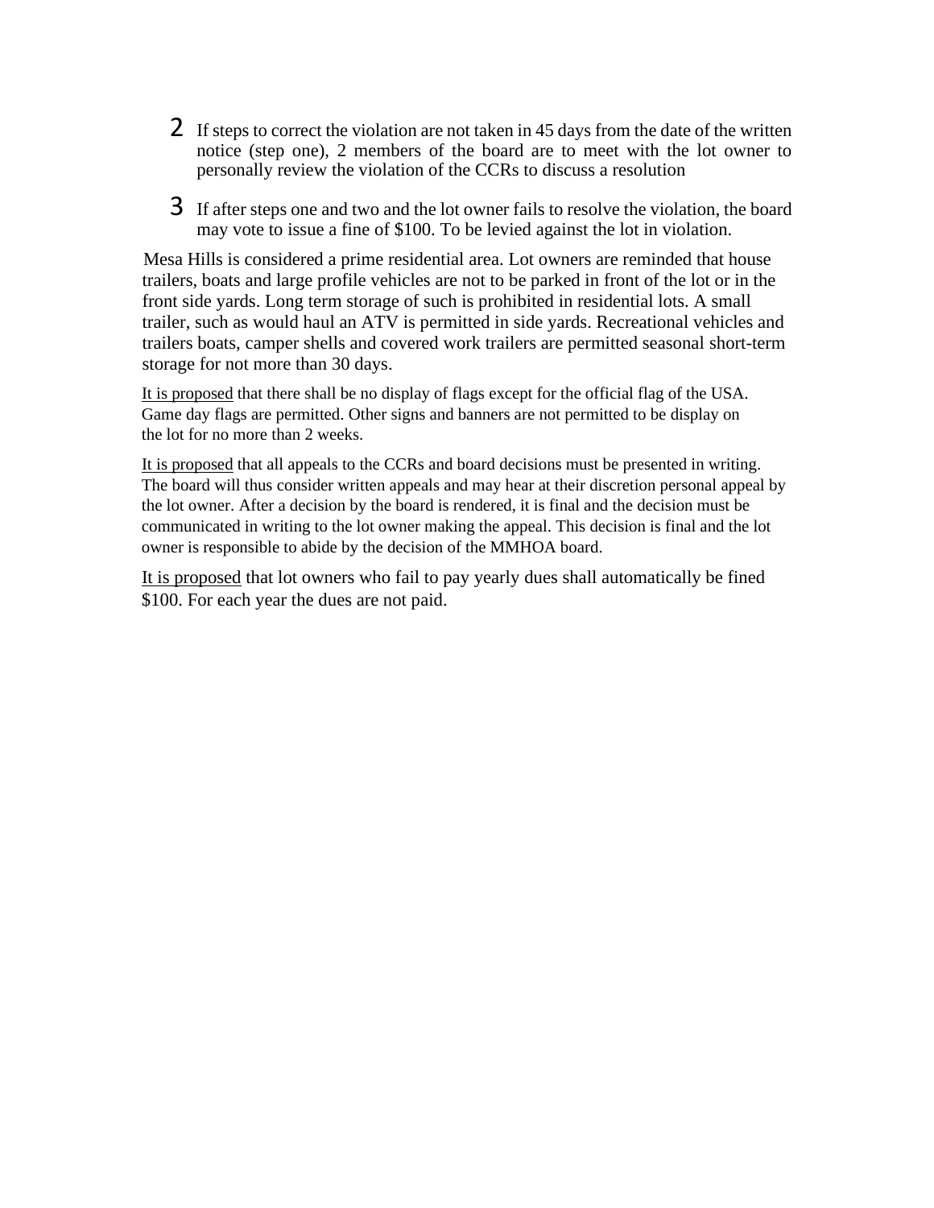2. If steps to correct the violation are not taken in 45 days from the date of the written notice (step one), 2 members of the board are to meet with the lot owner to personally review the violation of the CCRs to discuss a resolution

3. If after steps one and two and the lot owner fails to resolve the violation, the board may vote to issue a fine of $100. To be levied against the lot in violation.

Mesa Hills is considered a prime residential area. Lot owners are reminded that house trailers, boats and large profile vehicles are not to be parked in front of the lot or in the front side yards. Long term storage of such is prohibited in residential lots. A small trailer, such as would haul an ATV is permitted in side yards. Recreational vehicles and trailers boats, camper shells and covered work trailers are permitted seasonal short-term storage for not more than 30 days.

<u>It is proposed</u> that there shall be no display of flags except for the official flag of the USA. Game day flags are permitted. Other signs and banners are not permitted to be display on the lot for no more than 2 weeks.

<u>It is proposed</u> that all appeals to the CCRs and board decisions must be presented in writing. The board will thus consider written appeals and may hear at their discretion personal appeal by the lot owner. After a decision by the board is rendered, it is final and the decision must be communicated in writing to the lot owner making the appeal. This decision is final and the lot owner is responsible to abide by the decision of the MMHOA board.

<u>It is proposed</u> that lot owners who fail to pay yearly dues shall automatically be fined $100. For each year the dues are not paid.